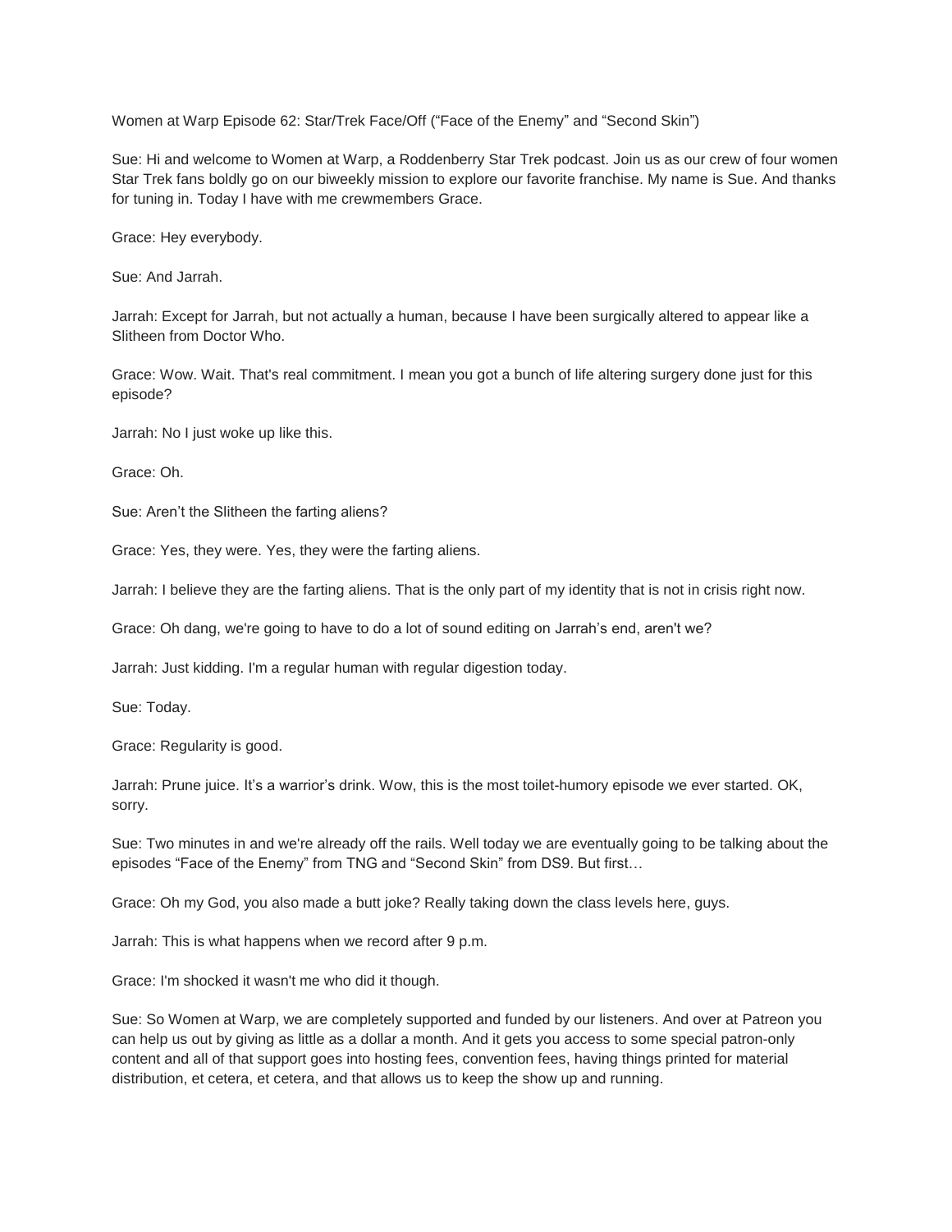Women at Warp Episode 62: Star/Trek Face/Off ("Face of the Enemy" and "Second Skin")

Sue: Hi and welcome to Women at Warp, a Roddenberry Star Trek podcast. Join us as our crew of four women Star Trek fans boldly go on our biweekly mission to explore our favorite franchise. My name is Sue. And thanks for tuning in. Today I have with me crewmembers Grace.

Grace: Hey everybody.

Sue: And Jarrah.

Jarrah: Except for Jarrah, but not actually a human, because I have been surgically altered to appear like a Slitheen from Doctor Who.

Grace: Wow. Wait. That's real commitment. I mean you got a bunch of life altering surgery done just for this episode?

Jarrah: No I just woke up like this.

Grace: Oh.

Sue: Aren't the Slitheen the farting aliens?

Grace: Yes, they were. Yes, they were the farting aliens.

Jarrah: I believe they are the farting aliens. That is the only part of my identity that is not in crisis right now.

Grace: Oh dang, we're going to have to do a lot of sound editing on Jarrah's end, aren't we?

Jarrah: Just kidding. I'm a regular human with regular digestion today.

Sue: Today.

Grace: Regularity is good.

Jarrah: Prune juice. It's a warrior's drink. Wow, this is the most toilet-humory episode we ever started. OK, sorry.

Sue: Two minutes in and we're already off the rails. Well today we are eventually going to be talking about the episodes "Face of the Enemy" from TNG and "Second Skin" from DS9. But first…

Grace: Oh my God, you also made a butt joke? Really taking down the class levels here, guys.

Jarrah: This is what happens when we record after 9 p.m.

Grace: I'm shocked it wasn't me who did it though.

Sue: So Women at Warp, we are completely supported and funded by our listeners. And over at Patreon you can help us out by giving as little as a dollar a month. And it gets you access to some special patron-only content and all of that support goes into hosting fees, convention fees, having things printed for material distribution, et cetera, et cetera, and that allows us to keep the show up and running.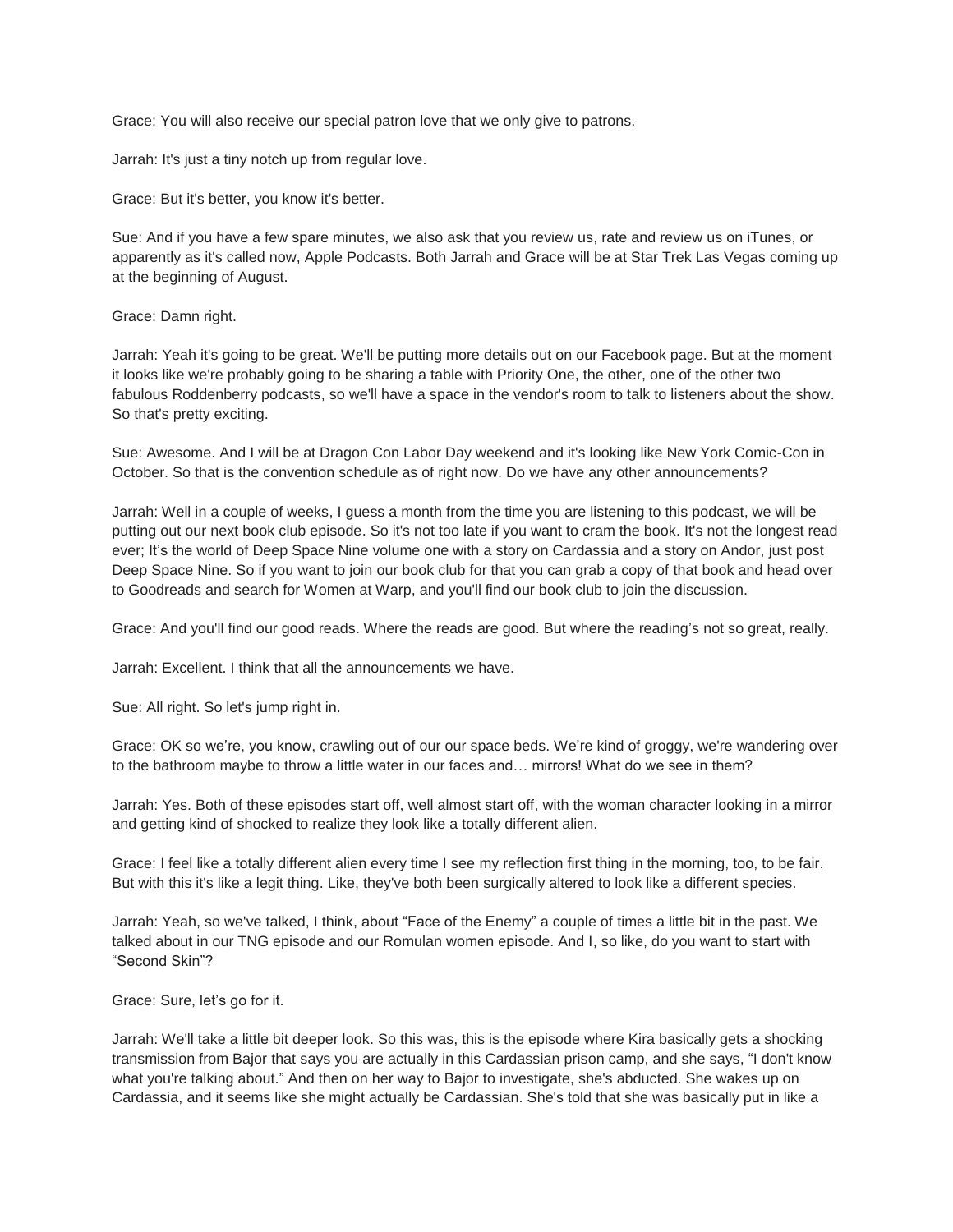Grace: You will also receive our special patron love that we only give to patrons.

Jarrah: It's just a tiny notch up from regular love.

Grace: But it's better, you know it's better.

Sue: And if you have a few spare minutes, we also ask that you review us, rate and review us on iTunes, or apparently as it's called now, Apple Podcasts. Both Jarrah and Grace will be at Star Trek Las Vegas coming up at the beginning of August.

Grace: Damn right.

Jarrah: Yeah it's going to be great. We'll be putting more details out on our Facebook page. But at the moment it looks like we're probably going to be sharing a table with Priority One, the other, one of the other two fabulous Roddenberry podcasts, so we'll have a space in the vendor's room to talk to listeners about the show. So that's pretty exciting.

Sue: Awesome. And I will be at Dragon Con Labor Day weekend and it's looking like New York Comic-Con in October. So that is the convention schedule as of right now. Do we have any other announcements?

Jarrah: Well in a couple of weeks, I guess a month from the time you are listening to this podcast, we will be putting out our next book club episode. So it's not too late if you want to cram the book. It's not the longest read ever; It's the world of Deep Space Nine volume one with a story on Cardassia and a story on Andor, just post Deep Space Nine. So if you want to join our book club for that you can grab a copy of that book and head over to Goodreads and search for Women at Warp, and you'll find our book club to join the discussion.

Grace: And you'll find our good reads. Where the reads are good. But where the reading's not so great, really.

Jarrah: Excellent. I think that all the announcements we have.

Sue: All right. So let's jump right in.

Grace: OK so we're, you know, crawling out of our our space beds. We're kind of groggy, we're wandering over to the bathroom maybe to throw a little water in our faces and… mirrors! What do we see in them?

Jarrah: Yes. Both of these episodes start off, well almost start off, with the woman character looking in a mirror and getting kind of shocked to realize they look like a totally different alien.

Grace: I feel like a totally different alien every time I see my reflection first thing in the morning, too, to be fair. But with this it's like a legit thing. Like, they've both been surgically altered to look like a different species.

Jarrah: Yeah, so we've talked, I think, about "Face of the Enemy" a couple of times a little bit in the past. We talked about in our TNG episode and our Romulan women episode. And I, so like, do you want to start with "Second Skin"?

Grace: Sure, let's go for it.

Jarrah: We'll take a little bit deeper look. So this was, this is the episode where Kira basically gets a shocking transmission from Bajor that says you are actually in this Cardassian prison camp, and she says, "I don't know what you're talking about." And then on her way to Bajor to investigate, she's abducted. She wakes up on Cardassia, and it seems like she might actually be Cardassian. She's told that she was basically put in like a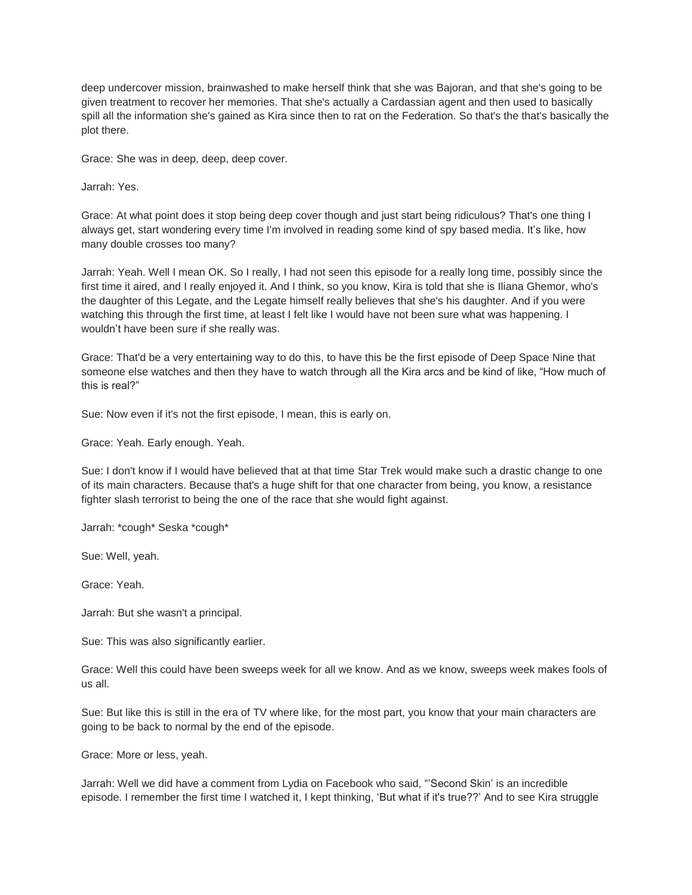deep undercover mission, brainwashed to make herself think that she was Bajoran, and that she's going to be given treatment to recover her memories. That she's actually a Cardassian agent and then used to basically spill all the information she's gained as Kira since then to rat on the Federation. So that's the that's basically the plot there.

Grace: She was in deep, deep, deep cover.

Jarrah: Yes.

Grace: At what point does it stop being deep cover though and just start being ridiculous? That's one thing I always get, start wondering every time I'm involved in reading some kind of spy based media. It’s like, how many double crosses too many?

Jarrah: Yeah. Well I mean OK. So I really, I had not seen this episode for a really long time, possibly since the first time it aired, and I really enjoyed it. And I think, so you know, Kira is told that she is Iliana Ghemor, who's the daughter of this Legate, and the Legate himself really believes that she's his daughter. And if you were watching this through the first time, at least I felt like I would have not been sure what was happening. I wouldn’t have been sure if she really was.

Grace: That'd be a very entertaining way to do this, to have this be the first episode of Deep Space Nine that someone else watches and then they have to watch through all the Kira arcs and be kind of like, “How much of this is real?”

Sue: Now even if it's not the first episode, I mean, this is early on.

Grace: Yeah. Early enough. Yeah.

Sue: I don't know if I would have believed that at that time Star Trek would make such a drastic change to one of its main characters. Because that's a huge shift for that one character from being, you know, a resistance fighter slash terrorist to being the one of the race that she would fight against.

Jarrah: *cough* Seska *cough*

Sue: Well, yeah.

Grace: Yeah.

Jarrah: But she wasn't a principal.

Sue: This was also significantly earlier.

Grace: Well this could have been sweeps week for all we know. And as we know, sweeps week makes fools of us all.

Sue: But like this is still in the era of TV where like, for the most part, you know that your main characters are going to be back to normal by the end of the episode.

Grace: More or less, yeah.

Jarrah: Well we did have a comment from Lydia on Facebook who said, “‘Second Skin’ is an incredible episode. I remember the first time I watched it, I kept thinking, ‘But what if it's true??’ And to see Kira struggle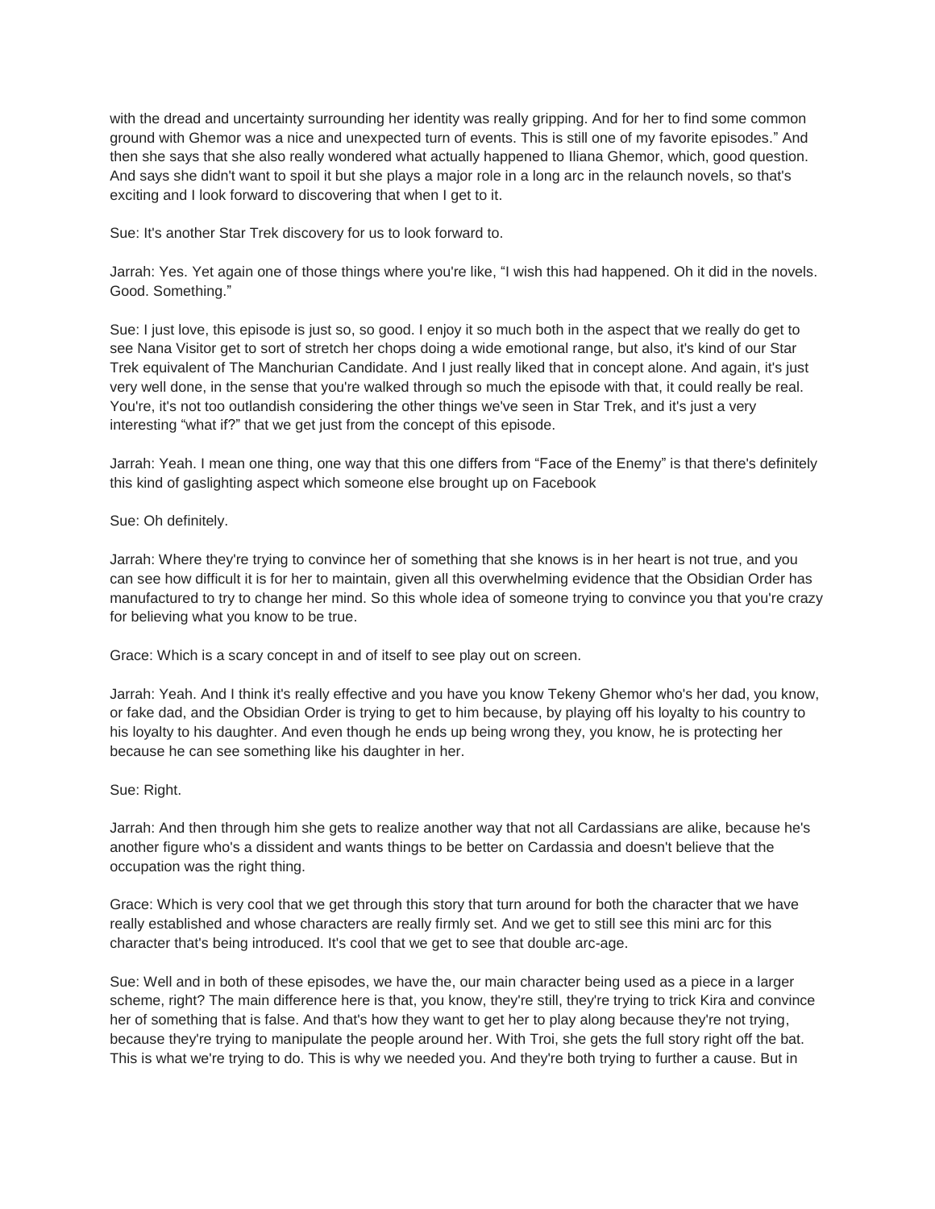with the dread and uncertainty surrounding her identity was really gripping. And for her to find some common ground with Ghemor was a nice and unexpected turn of events. This is still one of my favorite episodes." And then she says that she also really wondered what actually happened to Iliana Ghemor, which, good question. And says she didn't want to spoil it but she plays a major role in a long arc in the relaunch novels, so that's exciting and I look forward to discovering that when I get to it.

Sue: It's another Star Trek discovery for us to look forward to.

Jarrah: Yes. Yet again one of those things where you're like, "I wish this had happened. Oh it did in the novels. Good. Something."

Sue: I just love, this episode is just so, so good. I enjoy it so much both in the aspect that we really do get to see Nana Visitor get to sort of stretch her chops doing a wide emotional range, but also, it's kind of our Star Trek equivalent of The Manchurian Candidate. And I just really liked that in concept alone. And again, it's just very well done, in the sense that you're walked through so much the episode with that, it could really be real. You're, it's not too outlandish considering the other things we've seen in Star Trek, and it's just a very interesting "what if?" that we get just from the concept of this episode.

Jarrah: Yeah. I mean one thing, one way that this one differs from "Face of the Enemy" is that there's definitely this kind of gaslighting aspect which someone else brought up on Facebook

Sue: Oh definitely.

Jarrah: Where they're trying to convince her of something that she knows is in her heart is not true, and you can see how difficult it is for her to maintain, given all this overwhelming evidence that the Obsidian Order has manufactured to try to change her mind. So this whole idea of someone trying to convince you that you're crazy for believing what you know to be true.

Grace: Which is a scary concept in and of itself to see play out on screen.

Jarrah: Yeah. And I think it's really effective and you have you know Tekeny Ghemor who's her dad, you know, or fake dad, and the Obsidian Order is trying to get to him because, by playing off his loyalty to his country to his loyalty to his daughter. And even though he ends up being wrong they, you know, he is protecting her because he can see something like his daughter in her.

Sue: Right.

Jarrah: And then through him she gets to realize another way that not all Cardassians are alike, because he's another figure who's a dissident and wants things to be better on Cardassia and doesn't believe that the occupation was the right thing.

Grace: Which is very cool that we get through this story that turn around for both the character that we have really established and whose characters are really firmly set. And we get to still see this mini arc for this character that's being introduced. It's cool that we get to see that double arc-age.

Sue: Well and in both of these episodes, we have the, our main character being used as a piece in a larger scheme, right? The main difference here is that, you know, they're still, they're trying to trick Kira and convince her of something that is false. And that's how they want to get her to play along because they're not trying, because they're trying to manipulate the people around her. With Troi, she gets the full story right off the bat. This is what we're trying to do. This is why we needed you. And they're both trying to further a cause. But in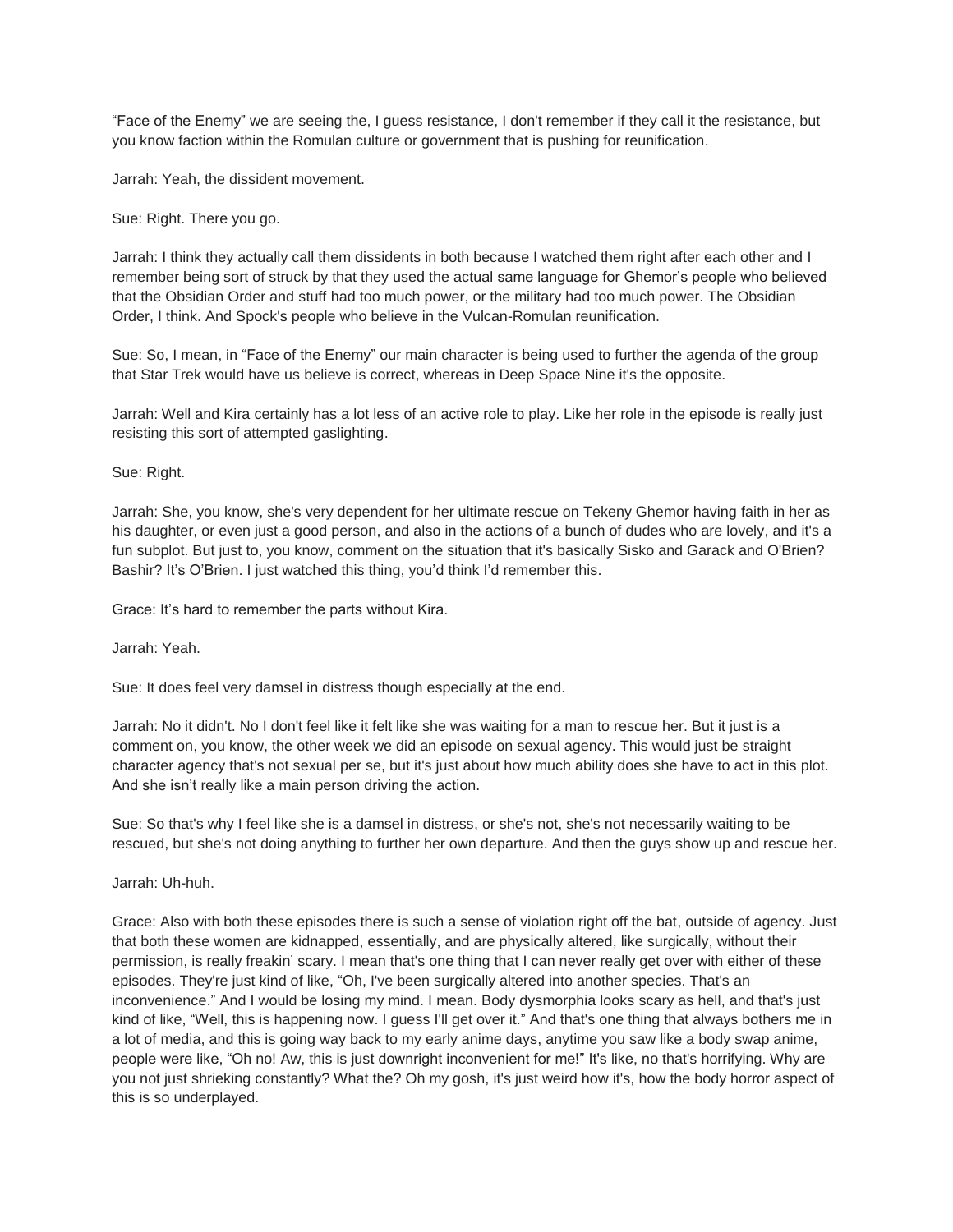“Face of the Enemy” we are seeing the, I guess resistance, I don't remember if they call it the resistance, but you know faction within the Romulan culture or government that is pushing for reunification.

Jarrah: Yeah, the dissident movement.

Sue: Right. There you go.

Jarrah: I think they actually call them dissidents in both because I watched them right after each other and I remember being sort of struck by that they used the actual same language for Ghemor’s people who believed that the Obsidian Order and stuff had too much power, or the military had too much power. The Obsidian Order, I think. And Spock's people who believe in the Vulcan-Romulan reunification.

Sue: So, I mean, in “Face of the Enemy” our main character is being used to further the agenda of the group that Star Trek would have us believe is correct, whereas in Deep Space Nine it's the opposite.

Jarrah: Well and Kira certainly has a lot less of an active role to play. Like her role in the episode is really just resisting this sort of attempted gaslighting.

Sue: Right.

Jarrah: She, you know, she's very dependent for her ultimate rescue on Tekeny Ghemor having faith in her as his daughter, or even just a good person, and also in the actions of a bunch of dudes who are lovely, and it's a fun subplot. But just to, you know, comment on the situation that it's basically Sisko and Garack and O'Brien? Bashir? It’s O’Brien. I just watched this thing, you’d think I’d remember this.

Grace: It’s hard to remember the parts without Kira.

Jarrah: Yeah.

Sue: It does feel very damsel in distress though especially at the end.

Jarrah: No it didn't. No I don't feel like it felt like she was waiting for a man to rescue her. But it just is a comment on, you know, the other week we did an episode on sexual agency. This would just be straight character agency that's not sexual per se, but it's just about how much ability does she have to act in this plot. And she isn’t really like a main person driving the action.

Sue: So that's why I feel like she is a damsel in distress, or she's not, she's not necessarily waiting to be rescued, but she's not doing anything to further her own departure. And then the guys show up and rescue her.

Jarrah: Uh-huh.

Grace: Also with both these episodes there is such a sense of violation right off the bat, outside of agency. Just that both these women are kidnapped, essentially, and are physically altered, like surgically, without their permission, is really freakin’ scary. I mean that's one thing that I can never really get over with either of these episodes. They're just kind of like, “Oh, I've been surgically altered into another species. That's an inconvenience.” And I would be losing my mind. I mean. Body dysmorphia looks scary as hell, and that's just kind of like, “Well, this is happening now. I guess I'll get over it.” And that's one thing that always bothers me in a lot of media, and this is going way back to my early anime days, anytime you saw like a body swap anime, people were like, “Oh no! Aw, this is just downright inconvenient for me!” It's like, no that's horrifying. Why are you not just shrieking constantly? What the? Oh my gosh, it's just weird how it's, how the body horror aspect of this is so underplayed.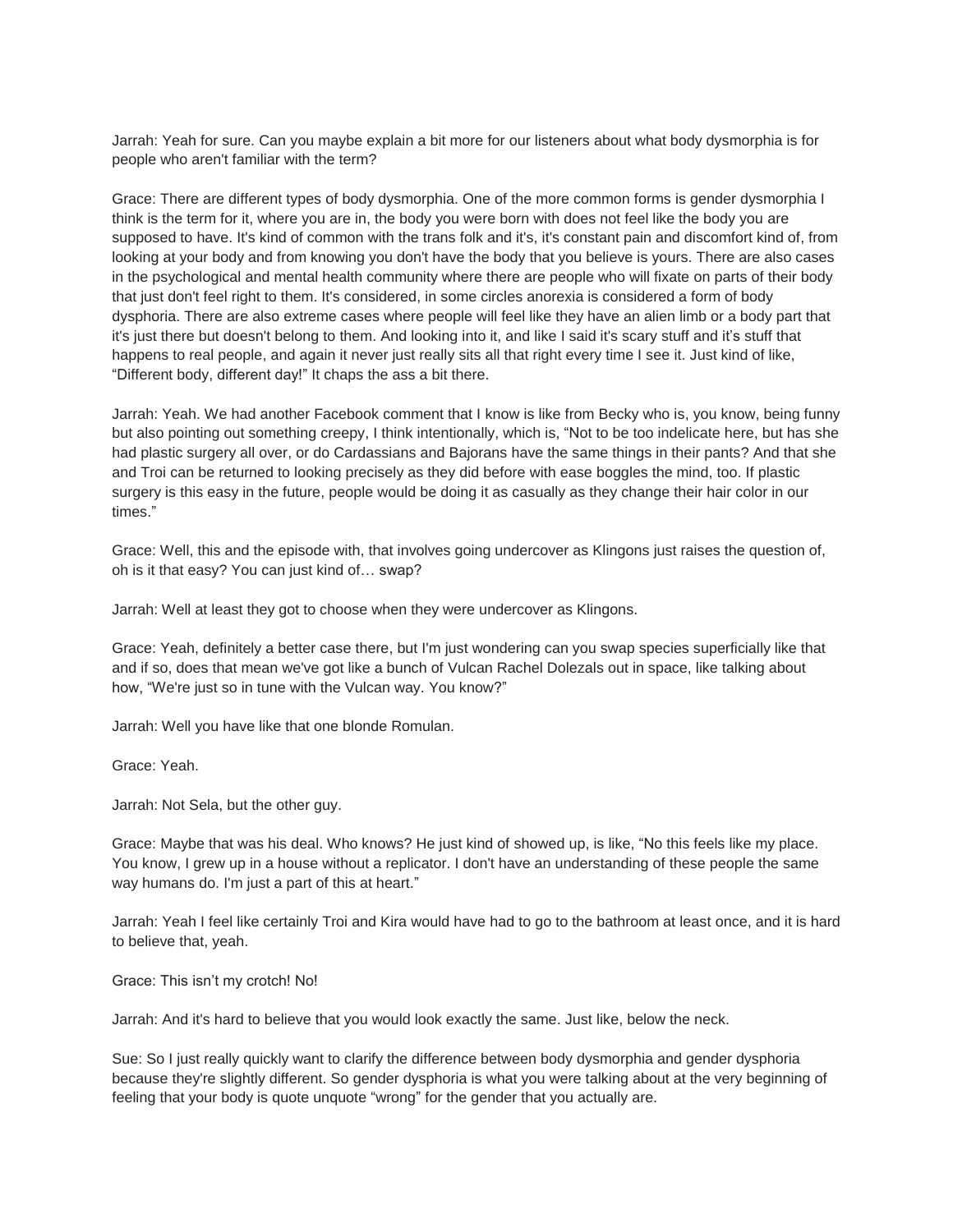Jarrah: Yeah for sure. Can you maybe explain a bit more for our listeners about what body dysmorphia is for people who aren't familiar with the term?

Grace: There are different types of body dysmorphia. One of the more common forms is gender dysmorphia I think is the term for it, where you are in, the body you were born with does not feel like the body you are supposed to have. It's kind of common with the trans folk and it's, it's constant pain and discomfort kind of, from looking at your body and from knowing you don't have the body that you believe is yours. There are also cases in the psychological and mental health community where there are people who will fixate on parts of their body that just don't feel right to them. It's considered, in some circles anorexia is considered a form of body dysphoria. There are also extreme cases where people will feel like they have an alien limb or a body part that it's just there but doesn't belong to them. And looking into it, and like I said it's scary stuff and it's stuff that happens to real people, and again it never just really sits all that right every time I see it. Just kind of like, "Different body, different day!" It chaps the ass a bit there.

Jarrah: Yeah. We had another Facebook comment that I know is like from Becky who is, you know, being funny but also pointing out something creepy, I think intentionally, which is, "Not to be too indelicate here, but has she had plastic surgery all over, or do Cardassians and Bajorans have the same things in their pants? And that she and Troi can be returned to looking precisely as they did before with ease boggles the mind, too. If plastic surgery is this easy in the future, people would be doing it as casually as they change their hair color in our times."

Grace: Well, this and the episode with, that involves going undercover as Klingons just raises the question of, oh is it that easy? You can just kind of… swap?

Jarrah: Well at least they got to choose when they were undercover as Klingons.

Grace: Yeah, definitely a better case there, but I'm just wondering can you swap species superficially like that and if so, does that mean we've got like a bunch of Vulcan Rachel Dolezals out in space, like talking about how, "We're just so in tune with the Vulcan way. You know?"

Jarrah: Well you have like that one blonde Romulan.

Grace: Yeah.

Jarrah: Not Sela, but the other guy.

Grace: Maybe that was his deal. Who knows? He just kind of showed up, is like, "No this feels like my place. You know, I grew up in a house without a replicator. I don't have an understanding of these people the same way humans do. I'm just a part of this at heart."

Jarrah: Yeah I feel like certainly Troi and Kira would have had to go to the bathroom at least once, and it is hard to believe that, yeah.

Grace: This isn't my crotch! No!

Jarrah: And it's hard to believe that you would look exactly the same. Just like, below the neck.

Sue: So I just really quickly want to clarify the difference between body dysmorphia and gender dysphoria because they're slightly different. So gender dysphoria is what you were talking about at the very beginning of feeling that your body is quote unquote "wrong" for the gender that you actually are.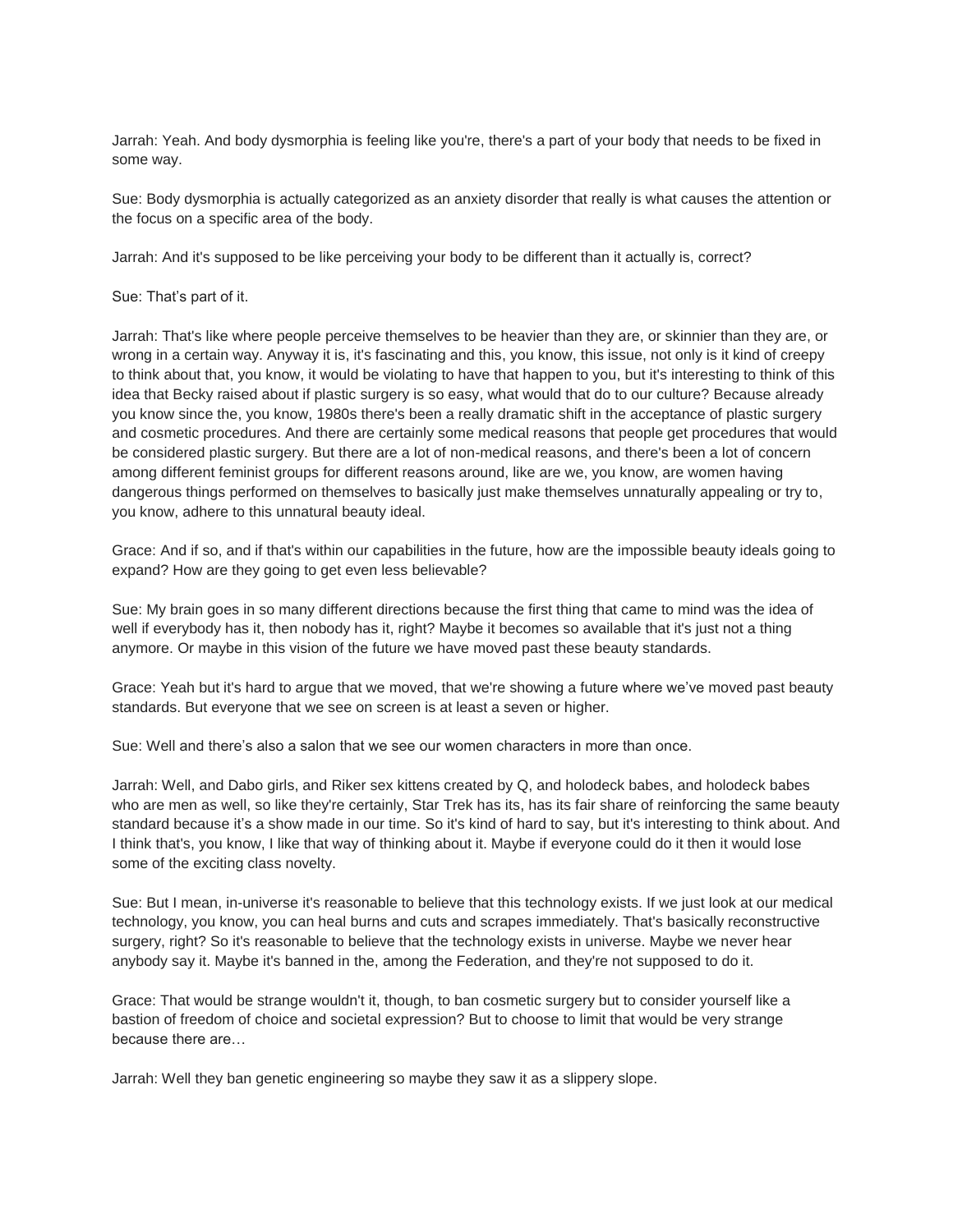Jarrah: Yeah. And body dysmorphia is feeling like you're, there's a part of your body that needs to be fixed in some way.

Sue: Body dysmorphia is actually categorized as an anxiety disorder that really is what causes the attention or the focus on a specific area of the body.

Jarrah: And it's supposed to be like perceiving your body to be different than it actually is, correct?

Sue: That's part of it.

Jarrah: That's like where people perceive themselves to be heavier than they are, or skinnier than they are, or wrong in a certain way. Anyway it is, it's fascinating and this, you know, this issue, not only is it kind of creepy to think about that, you know, it would be violating to have that happen to you, but it's interesting to think of this idea that Becky raised about if plastic surgery is so easy, what would that do to our culture? Because already you know since the, you know, 1980s there's been a really dramatic shift in the acceptance of plastic surgery and cosmetic procedures. And there are certainly some medical reasons that people get procedures that would be considered plastic surgery. But there are a lot of non-medical reasons, and there's been a lot of concern among different feminist groups for different reasons around, like are we, you know, are women having dangerous things performed on themselves to basically just make themselves unnaturally appealing or try to, you know, adhere to this unnatural beauty ideal.

Grace: And if so, and if that's within our capabilities in the future, how are the impossible beauty ideals going to expand? How are they going to get even less believable?

Sue: My brain goes in so many different directions because the first thing that came to mind was the idea of well if everybody has it, then nobody has it, right? Maybe it becomes so available that it's just not a thing anymore. Or maybe in this vision of the future we have moved past these beauty standards.

Grace: Yeah but it's hard to argue that we moved, that we're showing a future where we've moved past beauty standards. But everyone that we see on screen is at least a seven or higher.

Sue: Well and there's also a salon that we see our women characters in more than once.

Jarrah: Well, and Dabo girls, and Riker sex kittens created by Q, and holodeck babes, and holodeck babes who are men as well, so like they're certainly, Star Trek has its, has its fair share of reinforcing the same beauty standard because it's a show made in our time. So it's kind of hard to say, but it's interesting to think about. And I think that's, you know, I like that way of thinking about it. Maybe if everyone could do it then it would lose some of the exciting class novelty.

Sue: But I mean, in-universe it's reasonable to believe that this technology exists. If we just look at our medical technology, you know, you can heal burns and cuts and scrapes immediately. That's basically reconstructive surgery, right? So it's reasonable to believe that the technology exists in universe. Maybe we never hear anybody say it. Maybe it's banned in the, among the Federation, and they're not supposed to do it.

Grace: That would be strange wouldn't it, though, to ban cosmetic surgery but to consider yourself like a bastion of freedom of choice and societal expression? But to choose to limit that would be very strange because there are…

Jarrah: Well they ban genetic engineering so maybe they saw it as a slippery slope.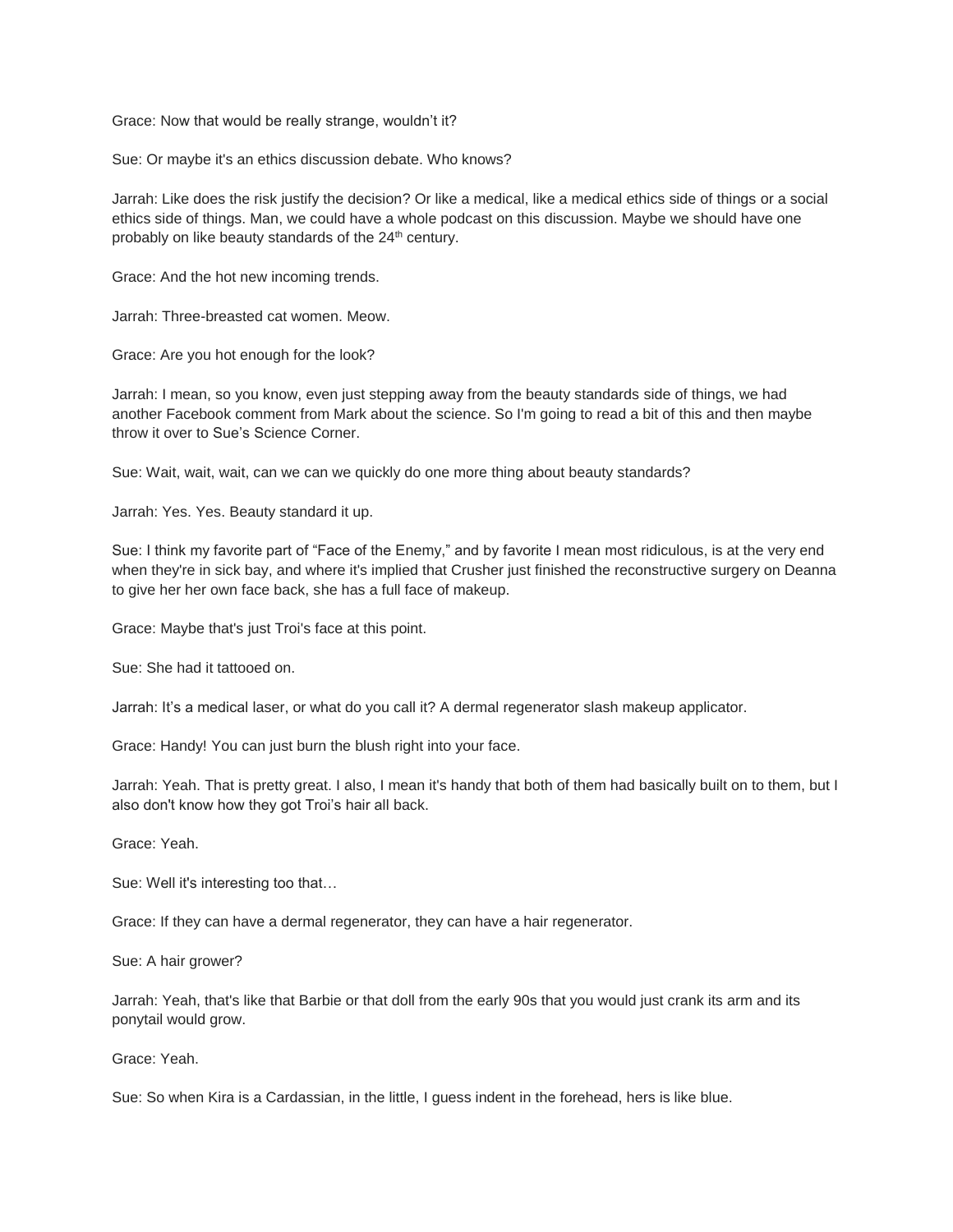Grace: Now that would be really strange, wouldn't it?

Sue: Or maybe it's an ethics discussion debate. Who knows?

Jarrah: Like does the risk justify the decision? Or like a medical, like a medical ethics side of things or a social ethics side of things. Man, we could have a whole podcast on this discussion. Maybe we should have one probably on like beauty standards of the 24th century.

Grace: And the hot new incoming trends.

Jarrah: Three-breasted cat women. Meow.

Grace: Are you hot enough for the look?

Jarrah: I mean, so you know, even just stepping away from the beauty standards side of things, we had another Facebook comment from Mark about the science. So I'm going to read a bit of this and then maybe throw it over to Sue's Science Corner.

Sue: Wait, wait, wait, can we can we quickly do one more thing about beauty standards?

Jarrah: Yes. Yes. Beauty standard it up.

Sue: I think my favorite part of "Face of the Enemy," and by favorite I mean most ridiculous, is at the very end when they're in sick bay, and where it's implied that Crusher just finished the reconstructive surgery on Deanna to give her her own face back, she has a full face of makeup.

Grace: Maybe that's just Troi's face at this point.

Sue: She had it tattooed on.

Jarrah: It's a medical laser, or what do you call it? A dermal regenerator slash makeup applicator.

Grace: Handy! You can just burn the blush right into your face.

Jarrah: Yeah. That is pretty great. I also, I mean it's handy that both of them had basically built on to them, but I also don't know how they got Troi's hair all back.

Grace: Yeah.

Sue: Well it's interesting too that…

Grace: If they can have a dermal regenerator, they can have a hair regenerator.

Sue: A hair grower?

Jarrah: Yeah, that's like that Barbie or that doll from the early 90s that you would just crank its arm and its ponytail would grow.

Grace: Yeah.

Sue: So when Kira is a Cardassian, in the little, I guess indent in the forehead, hers is like blue.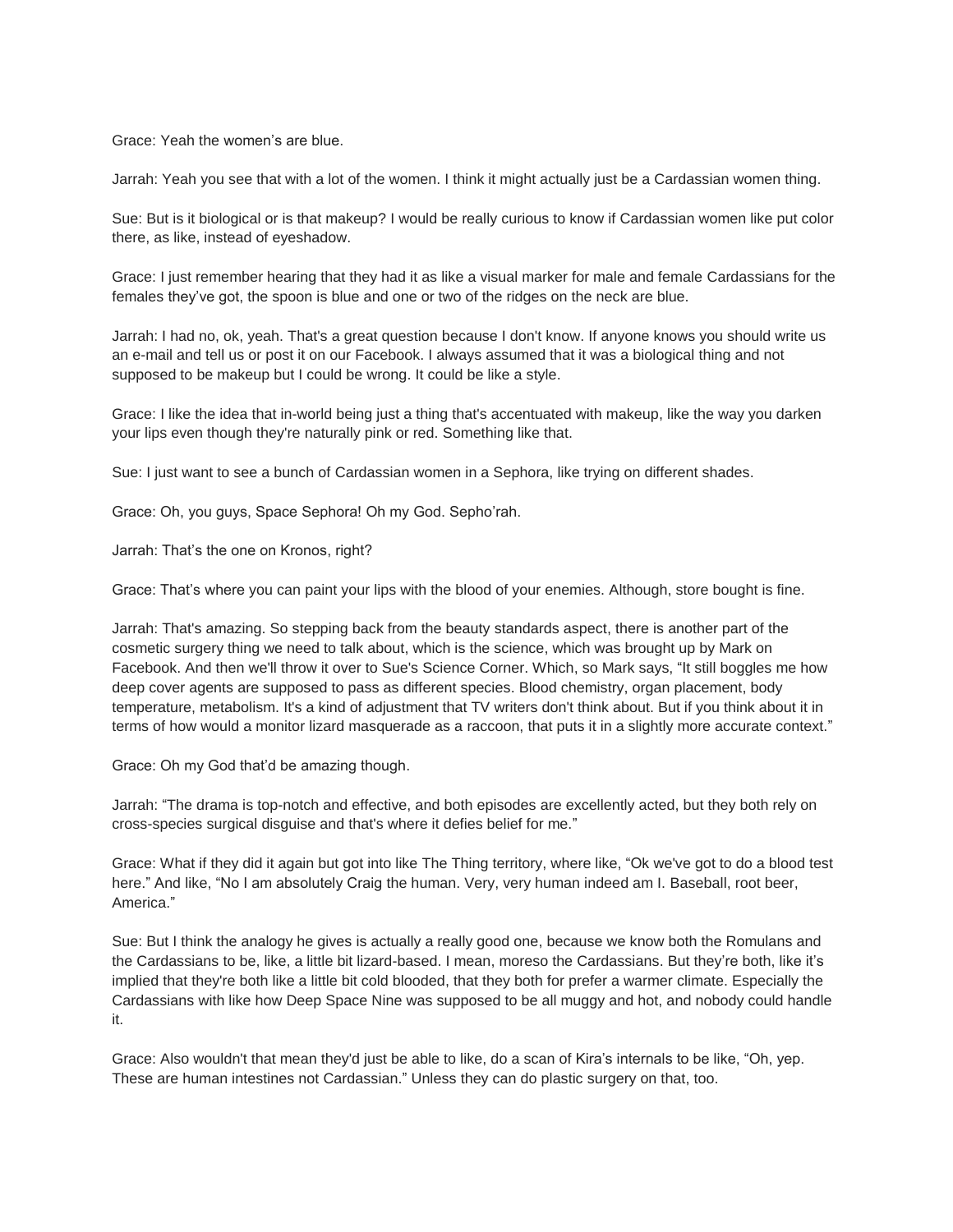Grace: Yeah the women's are blue.

Jarrah: Yeah you see that with a lot of the women. I think it might actually just be a Cardassian women thing.

Sue: But is it biological or is that makeup? I would be really curious to know if Cardassian women like put color there, as like, instead of eyeshadow.

Grace: I just remember hearing that they had it as like a visual marker for male and female Cardassians for the females they've got, the spoon is blue and one or two of the ridges on the neck are blue.

Jarrah: I had no, ok, yeah. That's a great question because I don't know. If anyone knows you should write us an e-mail and tell us or post it on our Facebook. I always assumed that it was a biological thing and not supposed to be makeup but I could be wrong. It could be like a style.

Grace: I like the idea that in-world being just a thing that's accentuated with makeup, like the way you darken your lips even though they're naturally pink or red. Something like that.

Sue: I just want to see a bunch of Cardassian women in a Sephora, like trying on different shades.

Grace: Oh, you guys, Space Sephora! Oh my God. Sepho'rah.

Jarrah: That's the one on Kronos, right?

Grace: That's where you can paint your lips with the blood of your enemies. Although, store bought is fine.

Jarrah: That's amazing. So stepping back from the beauty standards aspect, there is another part of the cosmetic surgery thing we need to talk about, which is the science, which was brought up by Mark on Facebook. And then we'll throw it over to Sue's Science Corner. Which, so Mark says, "It still boggles me how deep cover agents are supposed to pass as different species. Blood chemistry, organ placement, body temperature, metabolism. It's a kind of adjustment that TV writers don't think about. But if you think about it in terms of how would a monitor lizard masquerade as a raccoon, that puts it in a slightly more accurate context."

Grace: Oh my God that'd be amazing though.

Jarrah: "The drama is top-notch and effective, and both episodes are excellently acted, but they both rely on cross-species surgical disguise and that's where it defies belief for me."

Grace: What if they did it again but got into like The Thing territory, where like, "Ok we've got to do a blood test here." And like, "No I am absolutely Craig the human. Very, very human indeed am I. Baseball, root beer, America."

Sue: But I think the analogy he gives is actually a really good one, because we know both the Romulans and the Cardassians to be, like, a little bit lizard-based. I mean, moreso the Cardassians. But they're both, like it's implied that they're both like a little bit cold blooded, that they both for prefer a warmer climate. Especially the Cardassians with like how Deep Space Nine was supposed to be all muggy and hot, and nobody could handle it.

Grace: Also wouldn't that mean they'd just be able to like, do a scan of Kira's internals to be like, "Oh, yep. These are human intestines not Cardassian." Unless they can do plastic surgery on that, too.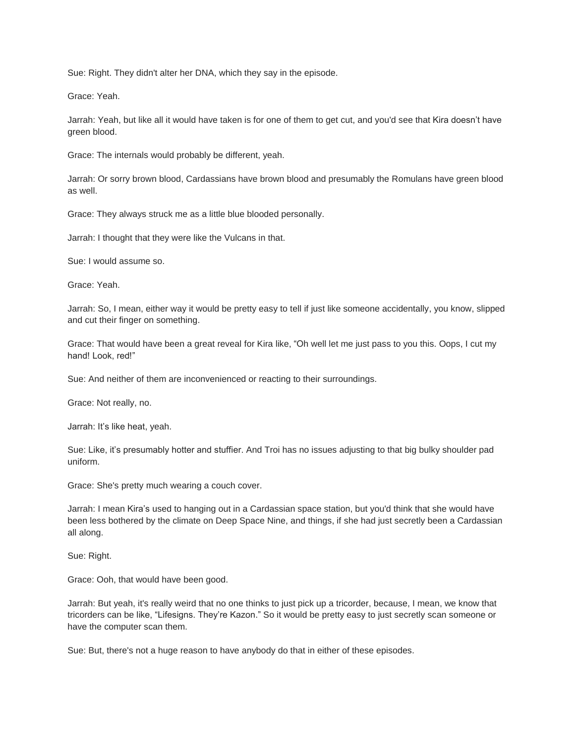Sue: Right. They didn't alter her DNA, which they say in the episode.

Grace: Yeah.

Jarrah: Yeah, but like all it would have taken is for one of them to get cut, and you'd see that Kira doesn't have green blood.

Grace: The internals would probably be different, yeah.

Jarrah: Or sorry brown blood, Cardassians have brown blood and presumably the Romulans have green blood as well.

Grace: They always struck me as a little blue blooded personally.

Jarrah: I thought that they were like the Vulcans in that.

Sue: I would assume so.

Grace: Yeah.

Jarrah: So, I mean, either way it would be pretty easy to tell if just like someone accidentally, you know, slipped and cut their finger on something.

Grace: That would have been a great reveal for Kira like, "Oh well let me just pass to you this. Oops, I cut my hand! Look, red!"

Sue: And neither of them are inconvenienced or reacting to their surroundings.

Grace: Not really, no.

Jarrah: It's like heat, yeah.

Sue: Like, it's presumably hotter and stuffier. And Troi has no issues adjusting to that big bulky shoulder pad uniform.

Grace: She's pretty much wearing a couch cover.

Jarrah: I mean Kira's used to hanging out in a Cardassian space station, but you'd think that she would have been less bothered by the climate on Deep Space Nine, and things, if she had just secretly been a Cardassian all along.

Sue: Right.

Grace: Ooh, that would have been good.

Jarrah: But yeah, it's really weird that no one thinks to just pick up a tricorder, because, I mean, we know that tricorders can be like, "Lifesigns. They're Kazon." So it would be pretty easy to just secretly scan someone or have the computer scan them.

Sue: But, there's not a huge reason to have anybody do that in either of these episodes.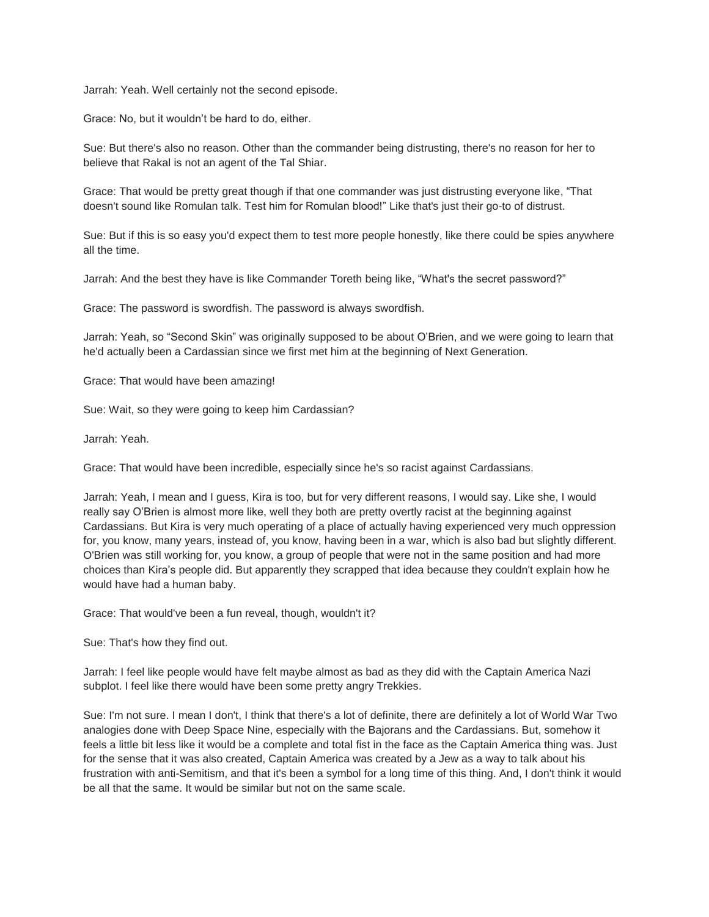Jarrah: Yeah. Well certainly not the second episode.

Grace: No, but it wouldn't be hard to do, either.

Sue: But there's also no reason. Other than the commander being distrusting, there's no reason for her to believe that Rakal is not an agent of the Tal Shiar.

Grace: That would be pretty great though if that one commander was just distrusting everyone like, "That doesn't sound like Romulan talk. Test him for Romulan blood!" Like that's just their go-to of distrust.

Sue: But if this is so easy you'd expect them to test more people honestly, like there could be spies anywhere all the time.

Jarrah: And the best they have is like Commander Toreth being like, "What's the secret password?"

Grace: The password is swordfish. The password is always swordfish.

Jarrah: Yeah, so "Second Skin" was originally supposed to be about O'Brien, and we were going to learn that he'd actually been a Cardassian since we first met him at the beginning of Next Generation.

Grace: That would have been amazing!

Sue: Wait, so they were going to keep him Cardassian?

Jarrah: Yeah.

Grace: That would have been incredible, especially since he's so racist against Cardassians.

Jarrah: Yeah, I mean and I guess, Kira is too, but for very different reasons, I would say. Like she, I would really say O'Brien is almost more like, well they both are pretty overtly racist at the beginning against Cardassians. But Kira is very much operating of a place of actually having experienced very much oppression for, you know, many years, instead of, you know, having been in a war, which is also bad but slightly different. O'Brien was still working for, you know, a group of people that were not in the same position and had more choices than Kira's people did. But apparently they scrapped that idea because they couldn't explain how he would have had a human baby.

Grace: That would've been a fun reveal, though, wouldn't it?

Sue: That's how they find out.

Jarrah: I feel like people would have felt maybe almost as bad as they did with the Captain America Nazi subplot. I feel like there would have been some pretty angry Trekkies.

Sue: I'm not sure. I mean I don't, I think that there's a lot of definite, there are definitely a lot of World War Two analogies done with Deep Space Nine, especially with the Bajorans and the Cardassians. But, somehow it feels a little bit less like it would be a complete and total fist in the face as the Captain America thing was. Just for the sense that it was also created, Captain America was created by a Jew as a way to talk about his frustration with anti-Semitism, and that it's been a symbol for a long time of this thing. And, I don't think it would be all that the same. It would be similar but not on the same scale.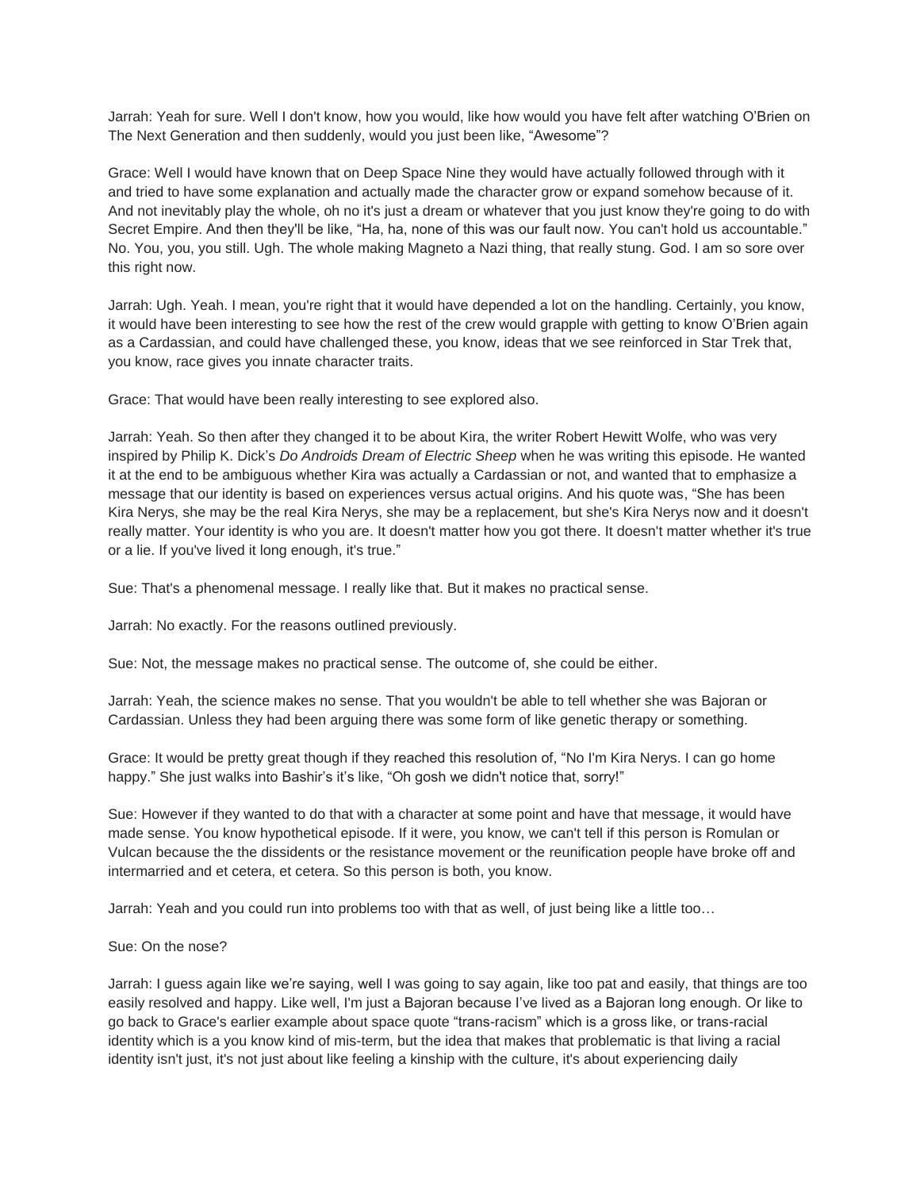Jarrah: Yeah for sure. Well I don't know, how you would, like how would you have felt after watching O'Brien on The Next Generation and then suddenly, would you just been like, "Awesome"?

Grace: Well I would have known that on Deep Space Nine they would have actually followed through with it and tried to have some explanation and actually made the character grow or expand somehow because of it. And not inevitably play the whole, oh no it's just a dream or whatever that you just know they're going to do with Secret Empire. And then they'll be like, "Ha, ha, none of this was our fault now. You can't hold us accountable." No. You, you, you still. Ugh. The whole making Magneto a Nazi thing, that really stung. God. I am so sore over this right now.

Jarrah: Ugh. Yeah. I mean, you're right that it would have depended a lot on the handling. Certainly, you know, it would have been interesting to see how the rest of the crew would grapple with getting to know O'Brien again as a Cardassian, and could have challenged these, you know, ideas that we see reinforced in Star Trek that, you know, race gives you innate character traits.

Grace: That would have been really interesting to see explored also.

Jarrah: Yeah. So then after they changed it to be about Kira, the writer Robert Hewitt Wolfe, who was very inspired by Philip K. Dick's *Do Androids Dream of Electric Sheep* when he was writing this episode. He wanted it at the end to be ambiguous whether Kira was actually a Cardassian or not, and wanted that to emphasize a message that our identity is based on experiences versus actual origins. And his quote was, "She has been Kira Nerys, she may be the real Kira Nerys, she may be a replacement, but she's Kira Nerys now and it doesn't really matter. Your identity is who you are. It doesn't matter how you got there. It doesn't matter whether it's true or a lie. If you've lived it long enough, it's true."

Sue: That's a phenomenal message. I really like that. But it makes no practical sense.

Jarrah: No exactly. For the reasons outlined previously.

Sue: Not, the message makes no practical sense. The outcome of, she could be either.

Jarrah: Yeah, the science makes no sense. That you wouldn't be able to tell whether she was Bajoran or Cardassian. Unless they had been arguing there was some form of like genetic therapy or something.

Grace: It would be pretty great though if they reached this resolution of, "No I'm Kira Nerys. I can go home happy." She just walks into Bashir's it's like, "Oh gosh we didn't notice that, sorry!"

Sue: However if they wanted to do that with a character at some point and have that message, it would have made sense. You know hypothetical episode. If it were, you know, we can't tell if this person is Romulan or Vulcan because the the dissidents or the resistance movement or the reunification people have broke off and intermarried and et cetera, et cetera. So this person is both, you know.

Jarrah: Yeah and you could run into problems too with that as well, of just being like a little too…

Sue: On the nose?

Jarrah: I guess again like we're saying, well I was going to say again, like too pat and easily, that things are too easily resolved and happy. Like well, I'm just a Bajoran because I've lived as a Bajoran long enough. Or like to go back to Grace's earlier example about space quote "trans-racism" which is a gross like, or trans-racial identity which is a you know kind of mis-term, but the idea that makes that problematic is that living a racial identity isn't just, it's not just about like feeling a kinship with the culture, it's about experiencing daily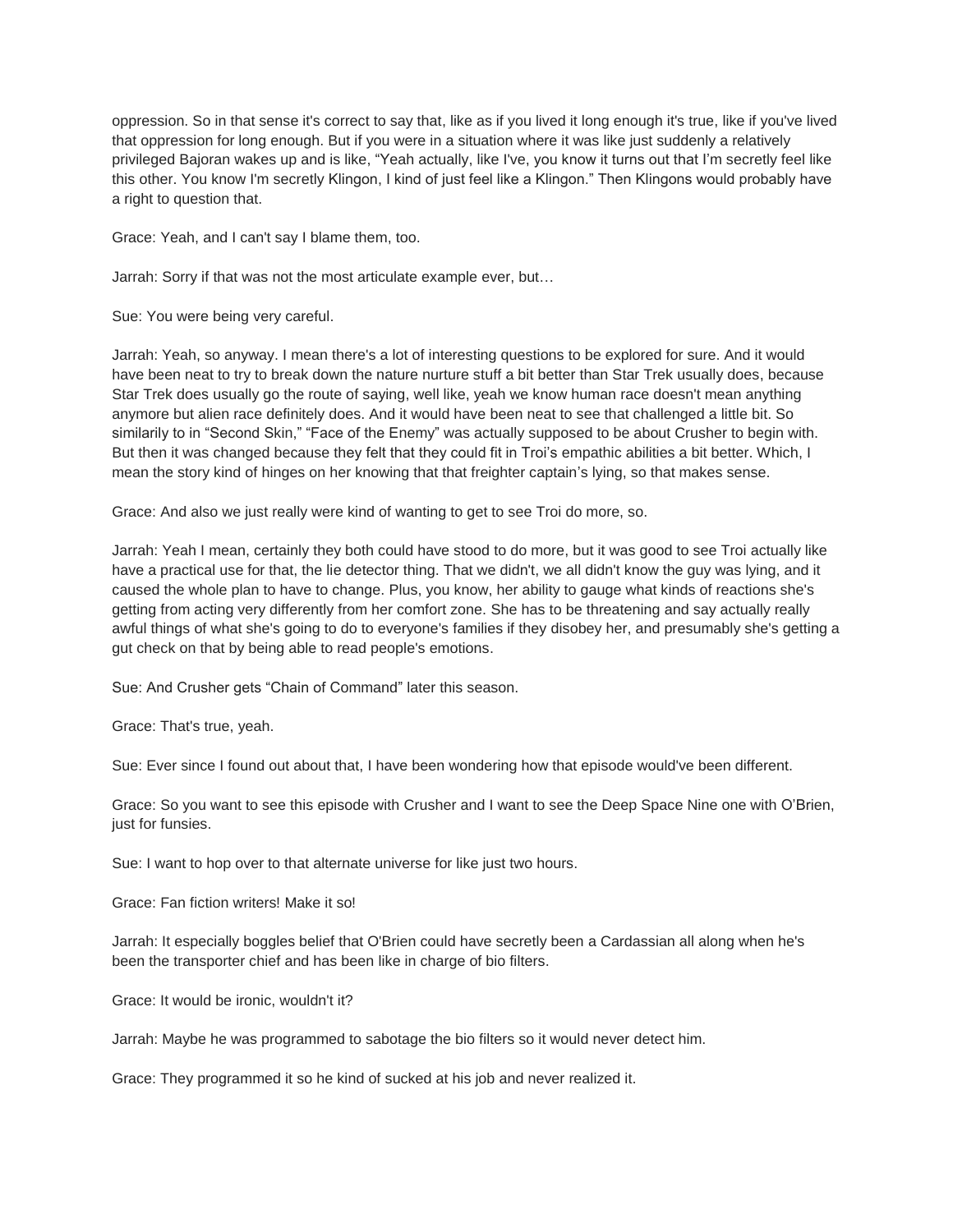oppression. So in that sense it's correct to say that, like as if you lived it long enough it's true, like if you've lived that oppression for long enough. But if you were in a situation where it was like just suddenly a relatively privileged Bajoran wakes up and is like, "Yeah actually, like I've, you know it turns out that I'm secretly feel like this other. You know I'm secretly Klingon, I kind of just feel like a Klingon." Then Klingons would probably have a right to question that.

Grace: Yeah, and I can't say I blame them, too.

Jarrah: Sorry if that was not the most articulate example ever, but…

Sue: You were being very careful.

Jarrah: Yeah, so anyway. I mean there's a lot of interesting questions to be explored for sure. And it would have been neat to try to break down the nature nurture stuff a bit better than Star Trek usually does, because Star Trek does usually go the route of saying, well like, yeah we know human race doesn't mean anything anymore but alien race definitely does. And it would have been neat to see that challenged a little bit. So similarly to in "Second Skin," "Face of the Enemy" was actually supposed to be about Crusher to begin with. But then it was changed because they felt that they could fit in Troi's empathic abilities a bit better. Which, I mean the story kind of hinges on her knowing that that freighter captain's lying, so that makes sense.

Grace: And also we just really were kind of wanting to get to see Troi do more, so.

Jarrah: Yeah I mean, certainly they both could have stood to do more, but it was good to see Troi actually like have a practical use for that, the lie detector thing. That we didn't, we all didn't know the guy was lying, and it caused the whole plan to have to change. Plus, you know, her ability to gauge what kinds of reactions she's getting from acting very differently from her comfort zone. She has to be threatening and say actually really awful things of what she's going to do to everyone's families if they disobey her, and presumably she's getting a gut check on that by being able to read people's emotions.

Sue: And Crusher gets "Chain of Command" later this season.

Grace: That's true, yeah.

Sue: Ever since I found out about that, I have been wondering how that episode would've been different.

Grace: So you want to see this episode with Crusher and I want to see the Deep Space Nine one with O'Brien, just for funsies.

Sue: I want to hop over to that alternate universe for like just two hours.

Grace: Fan fiction writers! Make it so!

Jarrah: It especially boggles belief that O'Brien could have secretly been a Cardassian all along when he's been the transporter chief and has been like in charge of bio filters.

Grace: It would be ironic, wouldn't it?

Jarrah: Maybe he was programmed to sabotage the bio filters so it would never detect him.

Grace: They programmed it so he kind of sucked at his job and never realized it.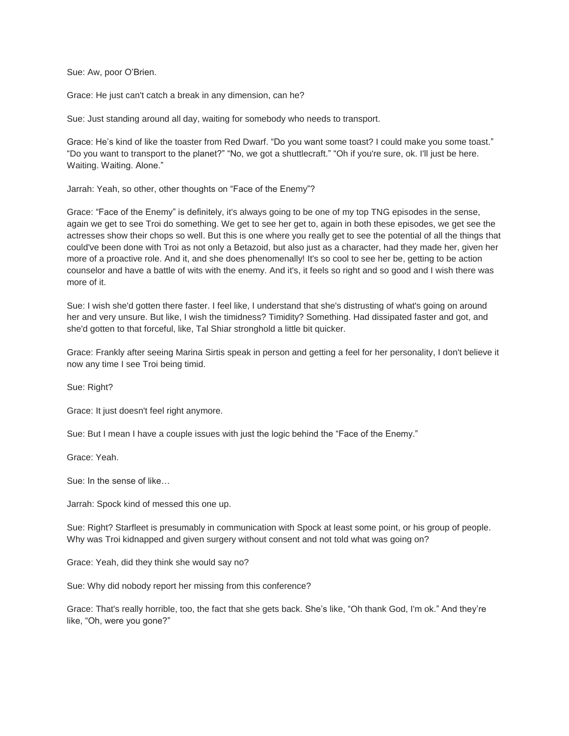Sue: Aw, poor O'Brien.

Grace: He just can't catch a break in any dimension, can he?

Sue: Just standing around all day, waiting for somebody who needs to transport.

Grace: He's kind of like the toaster from Red Dwarf. "Do you want some toast? I could make you some toast." "Do you want to transport to the planet?" "No, we got a shuttlecraft." "Oh if you're sure, ok. I'll just be here. Waiting. Waiting. Alone."

Jarrah: Yeah, so other, other thoughts on "Face of the Enemy"?

Grace: "Face of the Enemy" is definitely, it's always going to be one of my top TNG episodes in the sense, again we get to see Troi do something. We get to see her get to, again in both these episodes, we get see the actresses show their chops so well. But this is one where you really get to see the potential of all the things that could've been done with Troi as not only a Betazoid, but also just as a character, had they made her, given her more of a proactive role. And it, and she does phenomenally! It's so cool to see her be, getting to be action counselor and have a battle of wits with the enemy. And it's, it feels so right and so good and I wish there was more of it.

Sue: I wish she'd gotten there faster. I feel like, I understand that she's distrusting of what's going on around her and very unsure. But like, I wish the timidness? Timidity? Something. Had dissipated faster and got, and she'd gotten to that forceful, like, Tal Shiar stronghold a little bit quicker.

Grace: Frankly after seeing Marina Sirtis speak in person and getting a feel for her personality, I don't believe it now any time I see Troi being timid.

Sue: Right?

Grace: It just doesn't feel right anymore.

Sue: But I mean I have a couple issues with just the logic behind the "Face of the Enemy."

Grace: Yeah.

Sue: In the sense of like…

Jarrah: Spock kind of messed this one up.

Sue: Right? Starfleet is presumably in communication with Spock at least some point, or his group of people. Why was Troi kidnapped and given surgery without consent and not told what was going on?

Grace: Yeah, did they think she would say no?

Sue: Why did nobody report her missing from this conference?

Grace: That's really horrible, too, the fact that she gets back. She's like, "Oh thank God, I'm ok." And they're like, "Oh, were you gone?"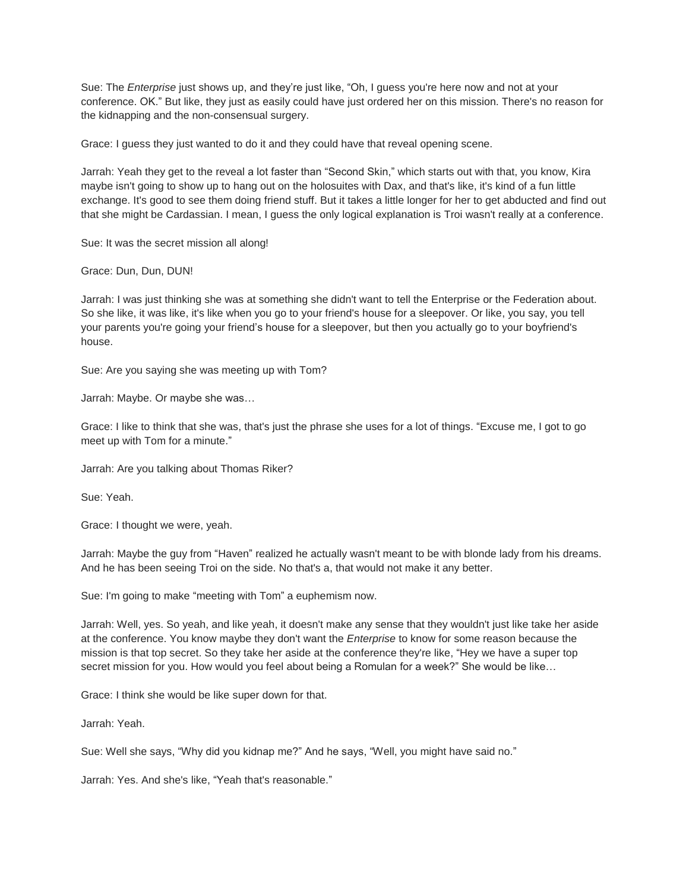Sue: The *Enterprise* just shows up, and they're just like, "Oh, I guess you're here now and not at your conference. OK." But like, they just as easily could have just ordered her on this mission. There's no reason for the kidnapping and the non-consensual surgery.

Grace: I guess they just wanted to do it and they could have that reveal opening scene.

Jarrah: Yeah they get to the reveal a lot faster than "Second Skin," which starts out with that, you know, Kira maybe isn't going to show up to hang out on the holosuites with Dax, and that's like, it's kind of a fun little exchange. It's good to see them doing friend stuff. But it takes a little longer for her to get abducted and find out that she might be Cardassian. I mean, I guess the only logical explanation is Troi wasn't really at a conference.

Sue: It was the secret mission all along!

Grace: Dun, Dun, DUN!

Jarrah: I was just thinking she was at something she didn't want to tell the Enterprise or the Federation about. So she like, it was like, it's like when you go to your friend's house for a sleepover. Or like, you say, you tell your parents you're going your friend's house for a sleepover, but then you actually go to your boyfriend's house.

Sue: Are you saying she was meeting up with Tom?

Jarrah: Maybe. Or maybe she was…

Grace: I like to think that she was, that's just the phrase she uses for a lot of things. "Excuse me, I got to go meet up with Tom for a minute."

Jarrah: Are you talking about Thomas Riker?

Sue: Yeah.

Grace: I thought we were, yeah.

Jarrah: Maybe the guy from "Haven" realized he actually wasn't meant to be with blonde lady from his dreams. And he has been seeing Troi on the side. No that's a, that would not make it any better.

Sue: I'm going to make "meeting with Tom" a euphemism now.

Jarrah: Well, yes. So yeah, and like yeah, it doesn't make any sense that they wouldn't just like take her aside at the conference. You know maybe they don't want the *Enterprise* to know for some reason because the mission is that top secret. So they take her aside at the conference they're like, "Hey we have a super top secret mission for you. How would you feel about being a Romulan for a week?" She would be like…

Grace: I think she would be like super down for that.

Jarrah: Yeah.

Sue: Well she says, "Why did you kidnap me?" And he says, "Well, you might have said no."

Jarrah: Yes. And she's like, "Yeah that's reasonable."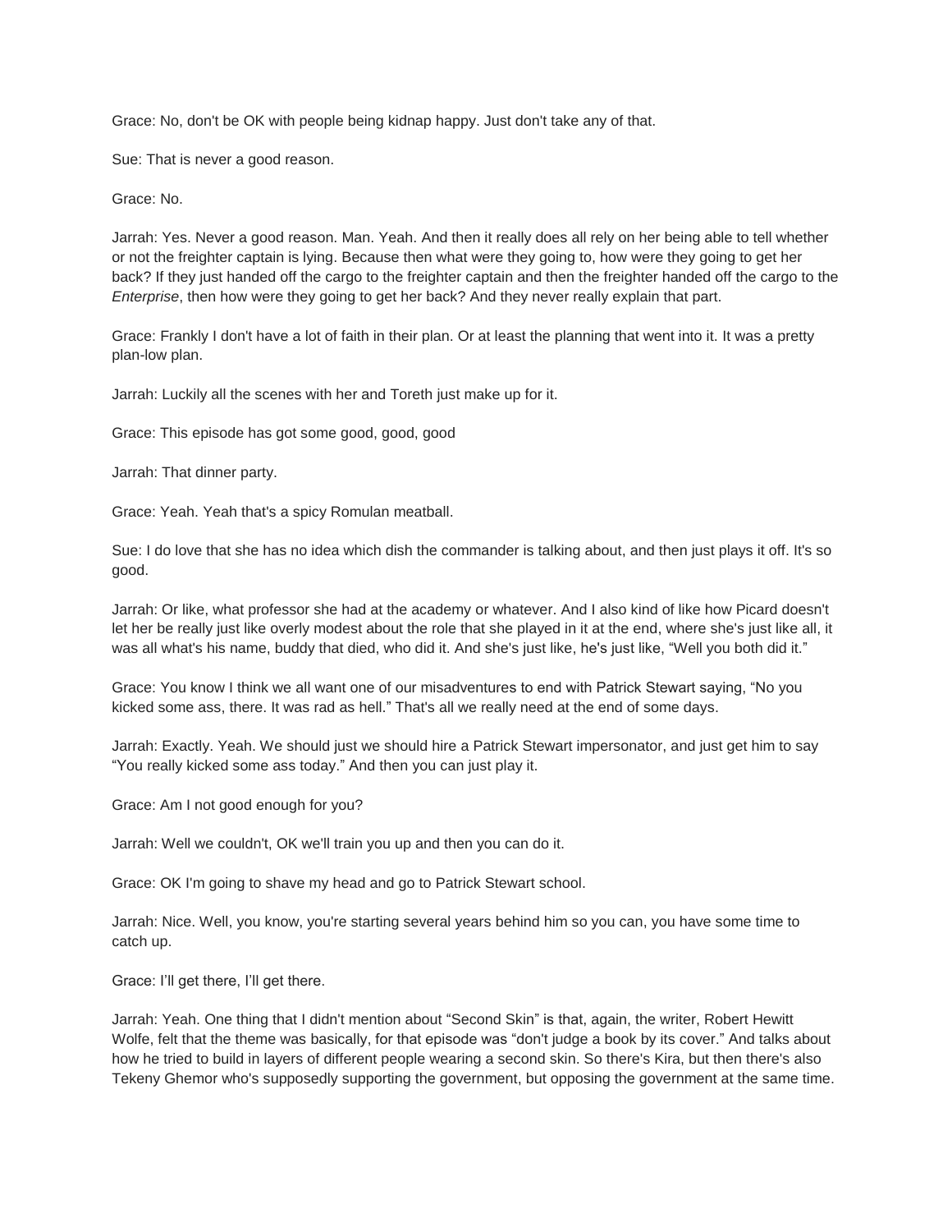Grace: No, don't be OK with people being kidnap happy. Just don't take any of that.

Sue: That is never a good reason.

Grace: No.

Jarrah: Yes. Never a good reason. Man. Yeah. And then it really does all rely on her being able to tell whether or not the freighter captain is lying. Because then what were they going to, how were they going to get her back? If they just handed off the cargo to the freighter captain and then the freighter handed off the cargo to the *Enterprise*, then how were they going to get her back? And they never really explain that part.

Grace: Frankly I don't have a lot of faith in their plan. Or at least the planning that went into it. It was a pretty plan-low plan.

Jarrah: Luckily all the scenes with her and Toreth just make up for it.

Grace: This episode has got some good, good, good

Jarrah: That dinner party.

Grace: Yeah. Yeah that's a spicy Romulan meatball.

Sue: I do love that she has no idea which dish the commander is talking about, and then just plays it off. It's so good.

Jarrah: Or like, what professor she had at the academy or whatever. And I also kind of like how Picard doesn't let her be really just like overly modest about the role that she played in it at the end, where she's just like all, it was all what's his name, buddy that died, who did it. And she's just like, he's just like, "Well you both did it."

Grace: You know I think we all want one of our misadventures to end with Patrick Stewart saying, "No you kicked some ass, there. It was rad as hell." That's all we really need at the end of some days.

Jarrah: Exactly. Yeah. We should just we should hire a Patrick Stewart impersonator, and just get him to say "You really kicked some ass today." And then you can just play it.

Grace: Am I not good enough for you?

Jarrah: Well we couldn't, OK we'll train you up and then you can do it.

Grace: OK I'm going to shave my head and go to Patrick Stewart school.

Jarrah: Nice. Well, you know, you're starting several years behind him so you can, you have some time to catch up.

Grace: I'll get there, I'll get there.

Jarrah: Yeah. One thing that I didn't mention about "Second Skin" is that, again, the writer, Robert Hewitt Wolfe, felt that the theme was basically, for that episode was "don't judge a book by its cover." And talks about how he tried to build in layers of different people wearing a second skin. So there's Kira, but then there's also Tekeny Ghemor who's supposedly supporting the government, but opposing the government at the same time.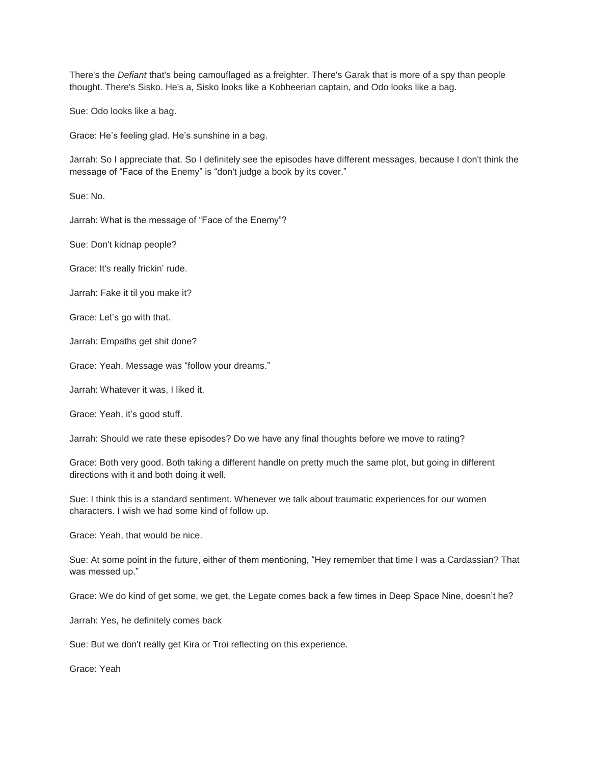There's the *Defiant* that's being camouflaged as a freighter. There's Garak that is more of a spy than people thought. There's Sisko. He's a, Sisko looks like a Kobheerian captain, and Odo looks like a bag.

Sue: Odo looks like a bag.

Grace: He's feeling glad. He's sunshine in a bag.

Jarrah: So I appreciate that. So I definitely see the episodes have different messages, because I don't think the message of "Face of the Enemy" is "don't judge a book by its cover."

Sue: No.

Jarrah: What is the message of "Face of the Enemy"?

Sue: Don't kidnap people?

Grace: It's really frickin' rude.

Jarrah: Fake it til you make it?

Grace: Let's go with that.

Jarrah: Empaths get shit done?

Grace: Yeah. Message was "follow your dreams."

Jarrah: Whatever it was, I liked it.

Grace: Yeah, it's good stuff.

Jarrah: Should we rate these episodes? Do we have any final thoughts before we move to rating?

Grace: Both very good. Both taking a different handle on pretty much the same plot, but going in different directions with it and both doing it well.

Sue: I think this is a standard sentiment. Whenever we talk about traumatic experiences for our women characters. I wish we had some kind of follow up.

Grace: Yeah, that would be nice.

Sue: At some point in the future, either of them mentioning, "Hey remember that time I was a Cardassian? That was messed up."

Grace: We do kind of get some, we get, the Legate comes back a few times in Deep Space Nine, doesn't he?

Jarrah: Yes, he definitely comes back

Sue: But we don't really get Kira or Troi reflecting on this experience.

Grace: Yeah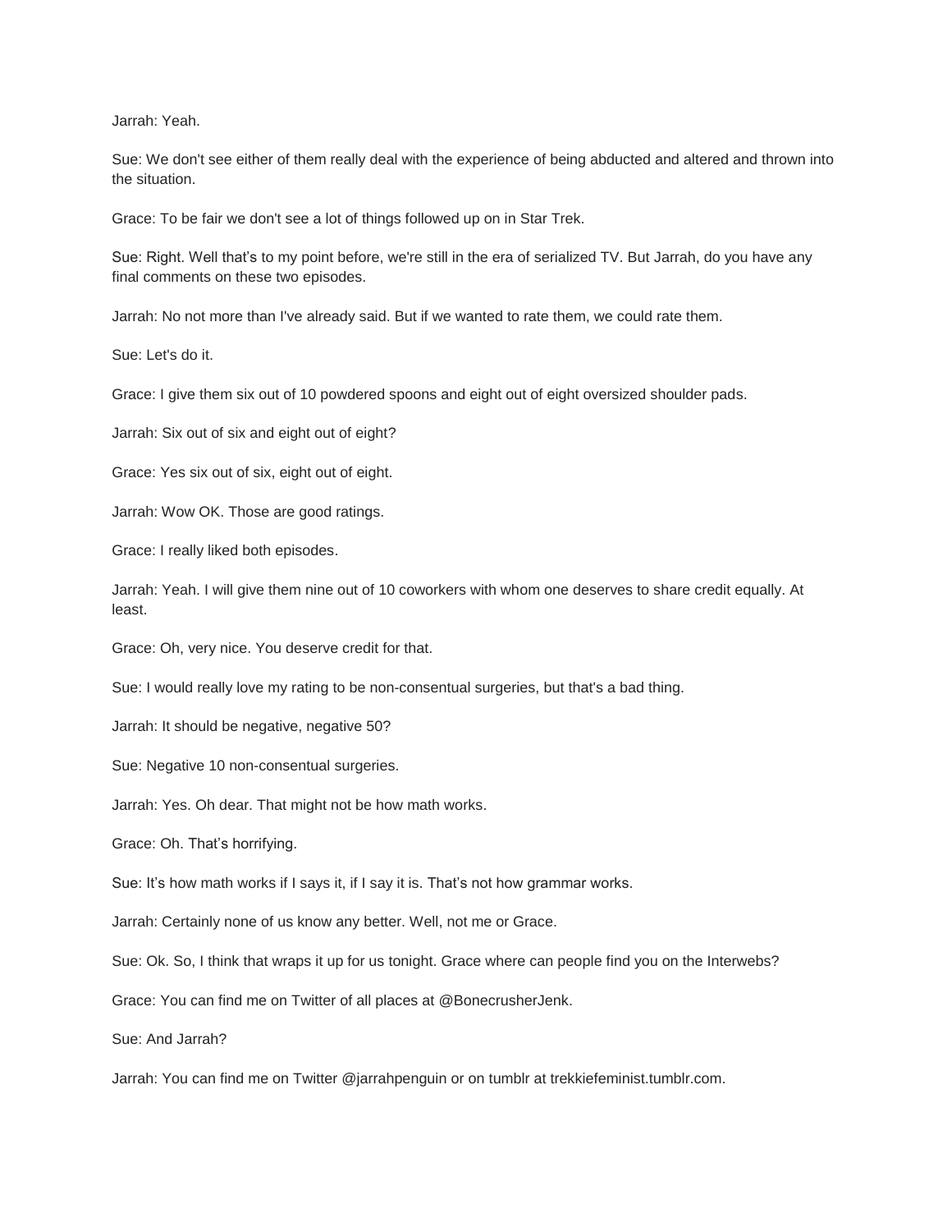Jarrah: Yeah.

Sue: We don't see either of them really deal with the experience of being abducted and altered and thrown into the situation.

Grace: To be fair we don't see a lot of things followed up on in Star Trek.

Sue: Right. Well that's to my point before, we're still in the era of serialized TV. But Jarrah, do you have any final comments on these two episodes.

Jarrah: No not more than I've already said. But if we wanted to rate them, we could rate them.

Sue: Let's do it.

Grace: I give them six out of 10 powdered spoons and eight out of eight oversized shoulder pads.

Jarrah: Six out of six and eight out of eight?

Grace: Yes six out of six, eight out of eight.

Jarrah: Wow OK. Those are good ratings.

Grace: I really liked both episodes.

Jarrah: Yeah. I will give them nine out of 10 coworkers with whom one deserves to share credit equally. At least.

Grace: Oh, very nice. You deserve credit for that.

Sue: I would really love my rating to be non-consentual surgeries, but that's a bad thing.

Jarrah: It should be negative, negative 50?

Sue: Negative 10 non-consentual surgeries.

Jarrah: Yes. Oh dear. That might not be how math works.

Grace: Oh. That's horrifying.

Sue: It's how math works if I says it, if I say it is. That's not how grammar works.

Jarrah: Certainly none of us know any better. Well, not me or Grace.

Sue: Ok. So, I think that wraps it up for us tonight. Grace where can people find you on the Interwebs?

Grace: You can find me on Twitter of all places at @BonecrusherJenk.

Sue: And Jarrah?

Jarrah: You can find me on Twitter @jarrahpenguin or on tumblr at trekkiefeminist.tumblr.com.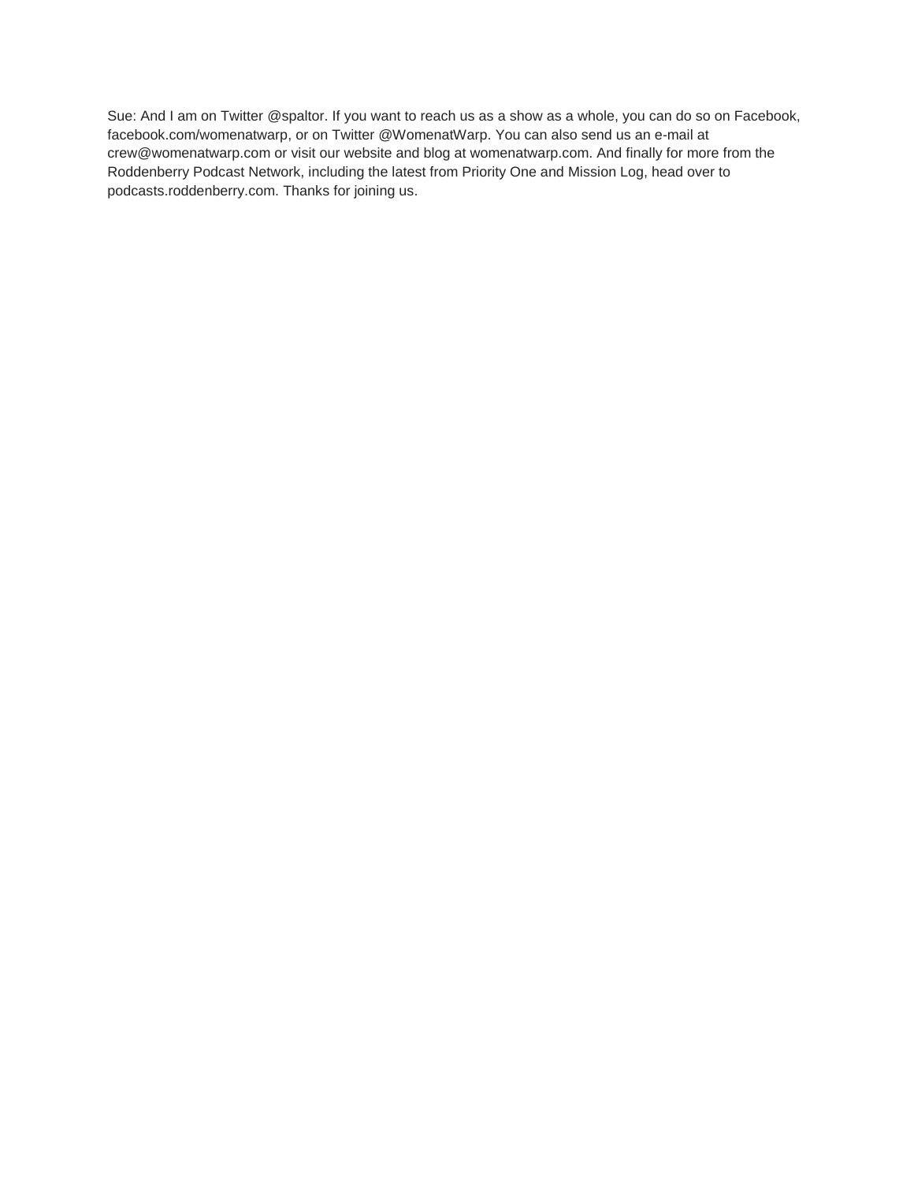Sue: And I am on Twitter @spaltor. If you want to reach us as a show as a whole, you can do so on Facebook, facebook.com/womenatwarp, or on Twitter @WomenatWarp. You can also send us an e-mail at crew@womenatwarp.com or visit our website and blog at womenatwarp.com. And finally for more from the Roddenberry Podcast Network, including the latest from Priority One and Mission Log, head over to podcasts.roddenberry.com. Thanks for joining us.